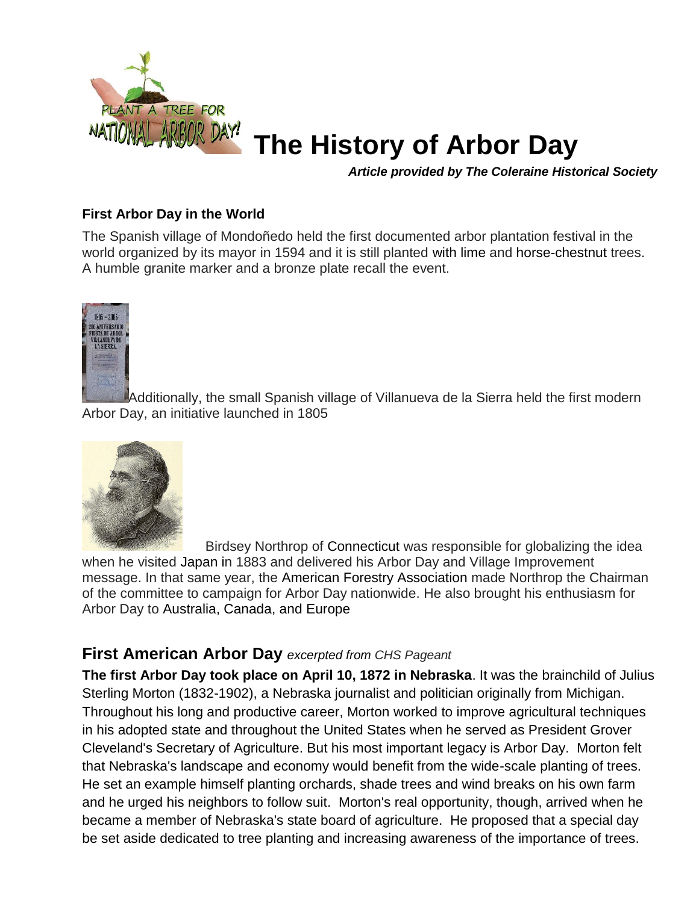# The History of Arbor Day

***Article provided by The Coleraine Historical Society***

**First Arbor Day in the World**

The Spanish village of Mondoñedo held the first documented arbor plantation festival in the world organized by its mayor in 1594 and it is still planted with lime and horse-chestnut trees. A humble granite marker and a bronze plate recall the event.

Additionally, the small Spanish village of Villanueva de la Sierra held the first modern Arbor Day, an initiative launched in 1805

Birdsey Northrop of Connecticut was responsible for globalizing the idea when he visited Japan in 1883 and delivered his Arbor Day and Village Improvement message. In that same year, the American Forestry Association made Northrop the Chairman of the committee to campaign for Arbor Day nationwide. He also brought his enthusiasm for Arbor Day to Australia, Canada, and Europe

## First American Arbor Day *excerpted from CHS Pageant*

**The first Arbor Day took place on April 10, 1872 in Nebraska**. It was the brainchild of Julius Sterling Morton (1832-1902), a Nebraska journalist and politician originally from Michigan. Throughout his long and productive career, Morton worked to improve agricultural techniques in his adopted state and throughout the United States when he served as President Grover Cleveland's Secretary of Agriculture. But his most important legacy is Arbor Day. Morton felt that Nebraska's landscape and economy would benefit from the wide-scale planting of trees. He set an example himself planting orchards, shade trees and wind breaks on his own farm and he urged his neighbors to follow suit. Morton's real opportunity, though, arrived when he became a member of Nebraska's state board of agriculture. He proposed that a special day be set aside dedicated to tree planting and increasing awareness of the importance of trees.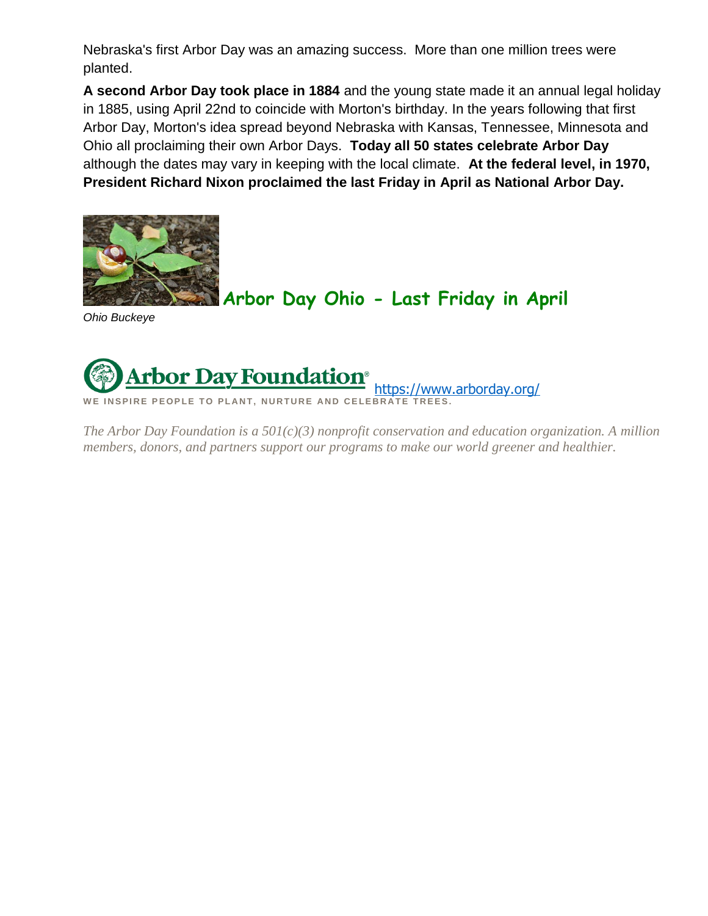Nebraska's first Arbor Day was an amazing success. More than one million trees were planted.

**A second Arbor Day took place in 1884** and the young state made it an annual legal holiday in 1885, using April 22nd to coincide with Morton's birthday. In the years following that first Arbor Day, Morton's idea spread beyond Nebraska with Kansas, Tennessee, Minnesota and Ohio all proclaiming their own Arbor Days. **Today all 50 states celebrate Arbor Day** although the dates may vary in keeping with the local climate. **At the federal level, in 1970, President Richard Nixon proclaimed the last Friday in April as National Arbor Day.**

## Arbor Day Ohio - Last Friday in April

*Ohio Buckeye*

Arbor Day Foundation® https://www.arborday.org/

WE INSPIRE PEOPLE TO PLANT, NURTURE AND CELEBRATE TREES.

*The Arbor Day Foundation is a 501(c)(3) nonprofit conservation and education organization. A million members, donors, and partners support our programs to make our world greener and healthier.*